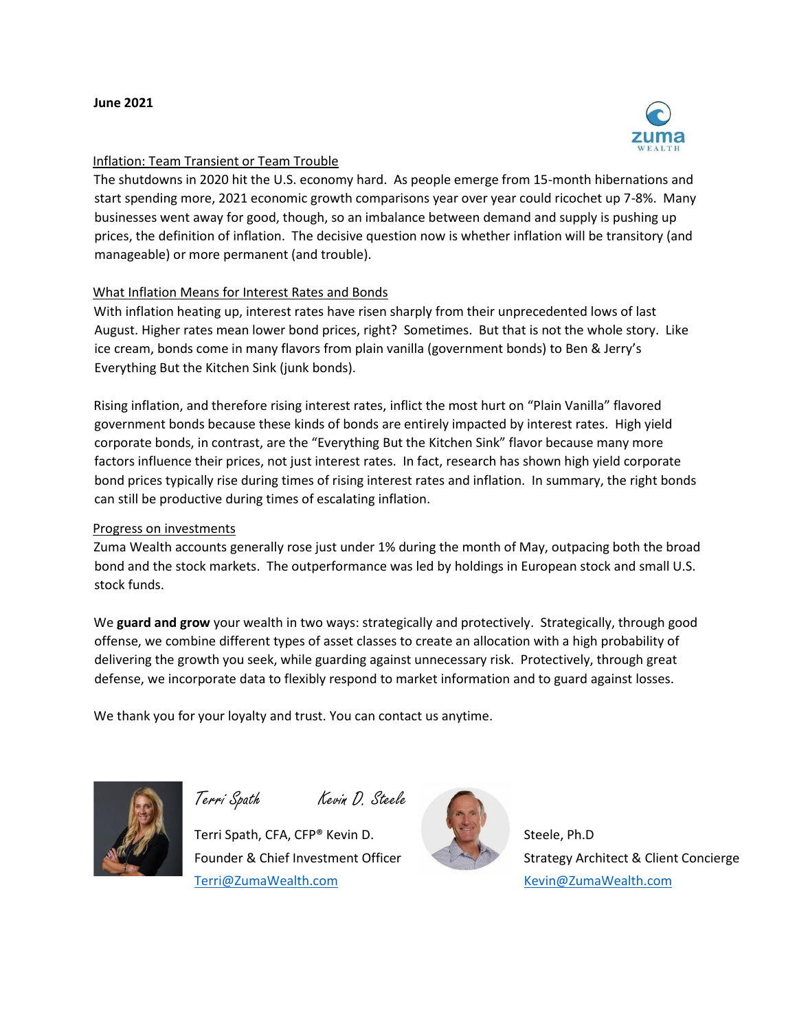**June 2021**

## Inflation: Team Transient or Team Trouble

The shutdowns in 2020 hit the U.S. economy hard. As people emerge from 15-month hibernations and start spending more, 2021 economic growth comparisons year over year could ricochet up 7-8%. Many businesses went away for good, though, so an imbalance between demand and supply is pushing up prices, the definition of inflation. The decisive question now is whether inflation will be transitory (and manageable) or more permanent (and trouble).

## What Inflation Means for Interest Rates and Bonds

With inflation heating up, interest rates have risen sharply from their unprecedented lows of last August. Higher rates mean lower bond prices, right? Sometimes. But that is not the whole story. Like ice cream, bonds come in many flavors from plain vanilla (government bonds) to Ben & Jerry's Everything But the Kitchen Sink (junk bonds).

Rising inflation, and therefore rising interest rates, inflict the most hurt on "Plain Vanilla" flavored government bonds because these kinds of bonds are entirely impacted by interest rates. High yield corporate bonds, in contrast, are the "Everything But the Kitchen Sink" flavor because many more factors influence their prices, not just interest rates. In fact, research has shown high yield corporate bond prices typically rise during times of rising interest rates and inflation. In summary, the right bonds can still be productive during times of escalating inflation.

## Progress on investments

Zuma Wealth accounts generally rose just under 1% during the month of May, outpacing both the broad bond and the stock markets. The outperformance was led by holdings in European stock and small U.S. stock funds.

We **guard and grow** your wealth in two ways: strategically and protectively. Strategically, through good offense, we combine different types of asset classes to create an allocation with a high probability of delivering the growth you seek, while guarding against unnecessary risk. Protectively, through great defense, we incorporate data to flexibly respond to market information and to guard against losses.

We thank you for your loyalty and trust. You can contact us anytime.

*Terri Spath*

Terri Spath, CFA, CFP®
Founder & Chief Investment Officer
Terri@ZumaWealth.com

*Kevin D. Steele*

Kevin D. Steele, Ph.D
Strategy Architect & Client Concierge
Kevin@ZumaWealth.com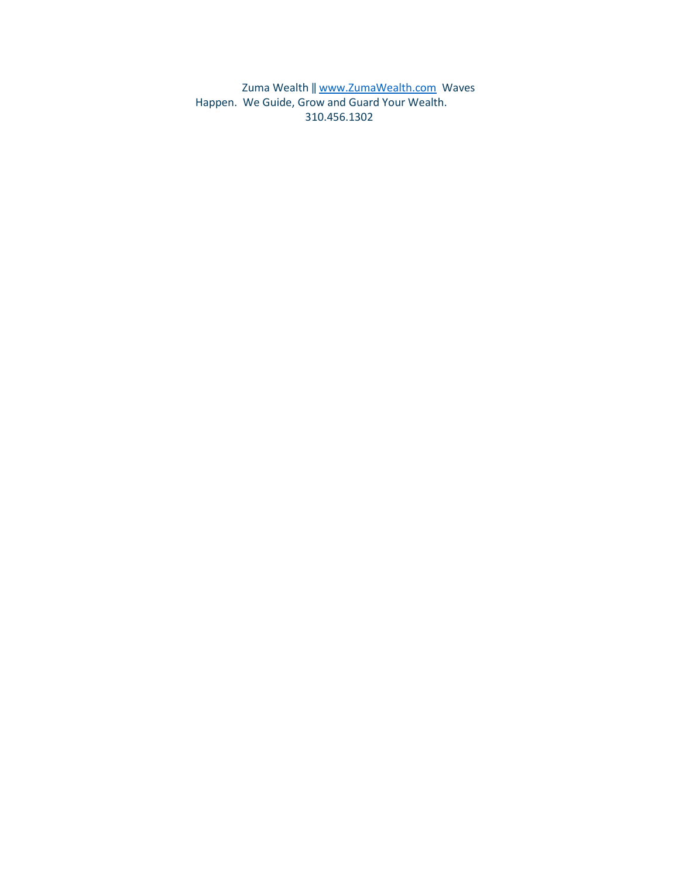Zuma Wealth ‖ www.ZumaWealth.com Waves Happen. We Guide, Grow and Guard Your Wealth.
310.456.1302